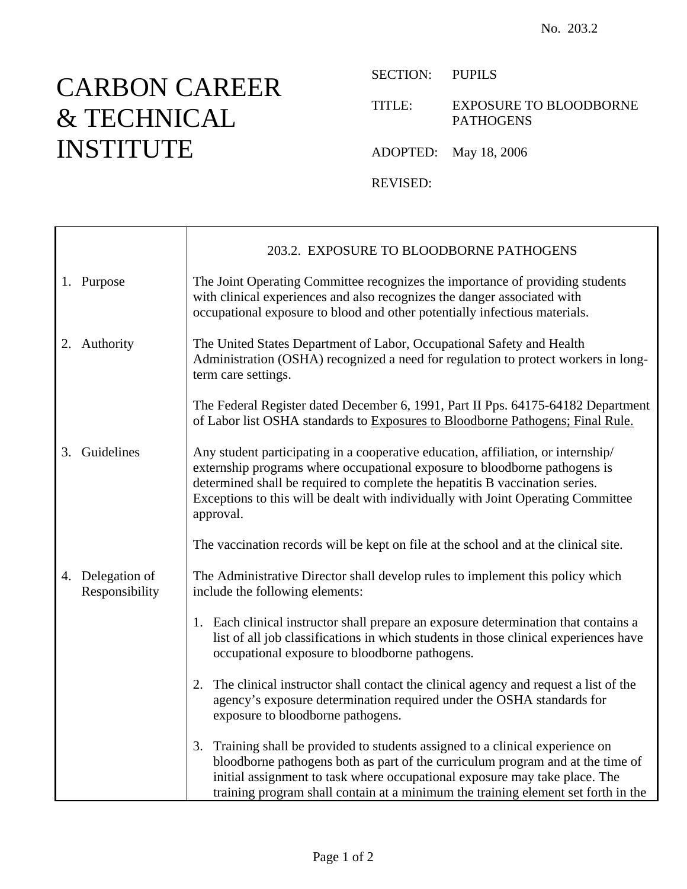No. 203.2

# CARBON CAREER & TECHNICAL INSTITUTE

SECTION: PUPILS

TITLE: EXPOSURE TO BLOODBORNE PATHOGENS

ADOPTED: May 18, 2006

REVISED:

## 203.2. EXPOSURE TO BLOODBORNE PATHOGENS

**1. Purpose**

The Joint Operating Committee recognizes the importance of providing students with clinical experiences and also recognizes the danger associated with occupational exposure to blood and other potentially infectious materials.

**2. Authority**

The United States Department of Labor, Occupational Safety and Health Administration (OSHA) recognized a need for regulation to protect workers in long-term care settings.

The Federal Register dated December 6, 1991, Part II Pps. 64175-64182 Department of Labor list OSHA standards to <u>Exposures to Bloodborne Pathogens; Final Rule.</u>

**3. Guidelines**

Any student participating in a cooperative education, affiliation, or internship/externship programs where occupational exposure to bloodborne pathogens is determined shall be required to complete the hepatitis B vaccination series. Exceptions to this will be dealt with individually with Joint Operating Committee approval.

The vaccination records will be kept on file at the school and at the clinical site.

**4. Delegation of Responsibility**

The Administrative Director shall develop rules to implement this policy which include the following elements:

1. Each clinical instructor shall prepare an exposure determination that contains a list of all job classifications in which students in those clinical experiences have occupational exposure to bloodborne pathogens.

2. The clinical instructor shall contact the clinical agency and request a list of the agency's exposure determination required under the OSHA standards for exposure to bloodborne pathogens.

3. Training shall be provided to students assigned to a clinical experience on bloodborne pathogens both as part of the curriculum program and at the time of initial assignment to task where occupational exposure may take place. The training program shall contain at a minimum the training element set forth in the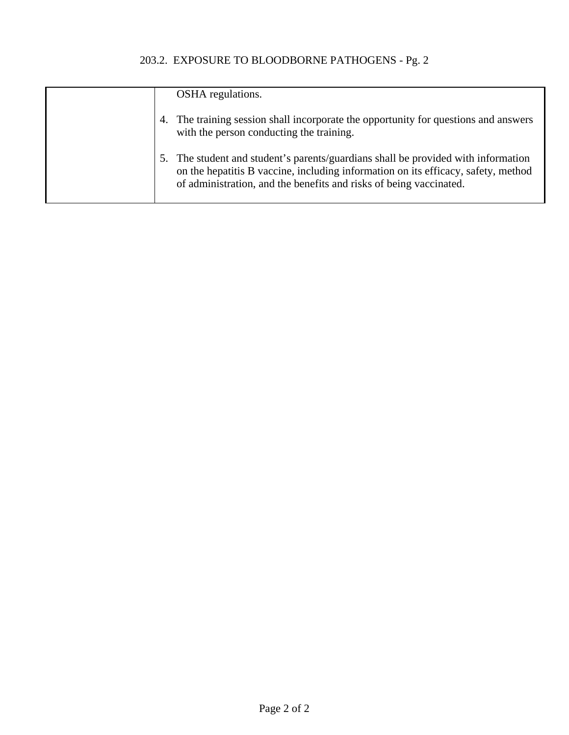| | |
|---|---|
| | OSHA regulations.<br><br>4. The training session shall incorporate the opportunity for questions and answers with the person conducting the training.<br><br>5. The student and student's parents/guardians shall be provided with information on the hepatitis B vaccine, including information on its efficacy, safety, method of administration, and the benefits and risks of being vaccinated. |